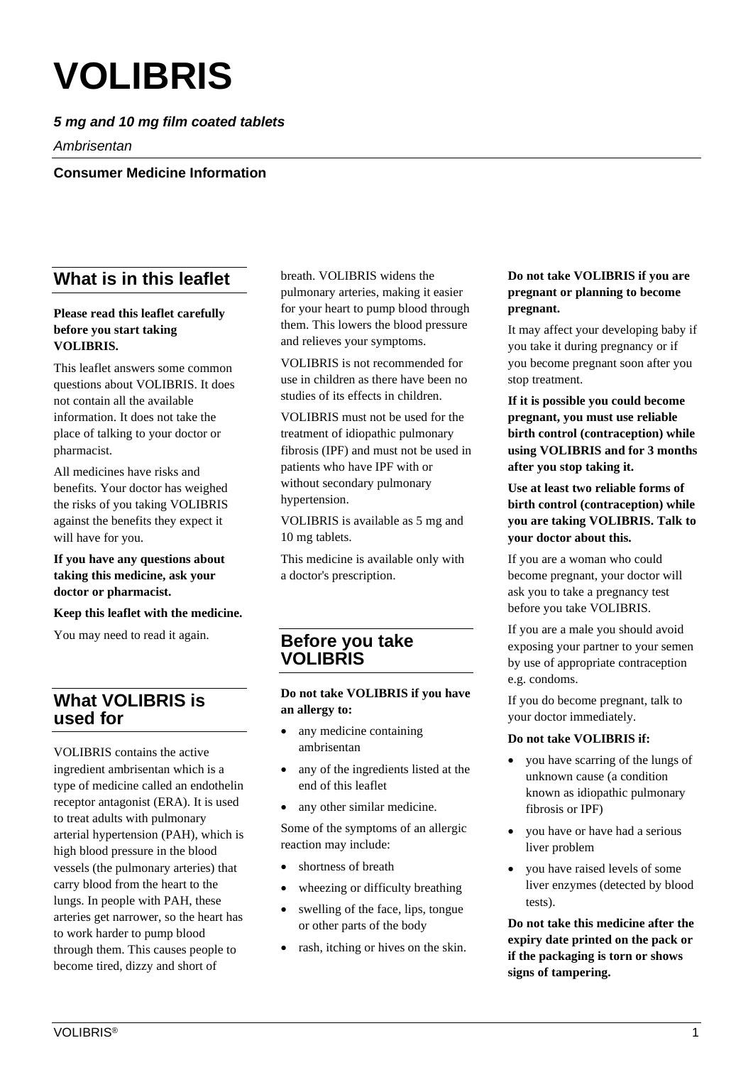# VOLIBRIS

***5 mg and 10 mg film coated tablets***

*Ambrisentan*

**Consumer Medicine Information**

## What is in this leaflet

**Please read this leaflet carefully before you start taking VOLIBRIS.**

This leaflet answers some common questions about VOLIBRIS. It does not contain all the available information. It does not take the place of talking to your doctor or pharmacist.

All medicines have risks and benefits. Your doctor has weighed the risks of you taking VOLIBRIS against the benefits they expect it will have for you.

**If you have any questions about taking this medicine, ask your doctor or pharmacist.**

**Keep this leaflet with the medicine.**

You may need to read it again.

## What VOLIBRIS is used for

VOLIBRIS contains the active ingredient ambrisentan which is a type of medicine called an endothelin receptor antagonist (ERA). It is used to treat adults with pulmonary arterial hypertension (PAH), which is high blood pressure in the blood vessels (the pulmonary arteries) that carry blood from the heart to the lungs. In people with PAH, these arteries get narrower, so the heart has to work harder to pump blood through them. This causes people to become tired, dizzy and short of breath. VOLIBRIS widens the pulmonary arteries, making it easier for your heart to pump blood through them. This lowers the blood pressure and relieves your symptoms.

VOLIBRIS is not recommended for use in children as there have been no studies of its effects in children.

VOLIBRIS must not be used for the treatment of idiopathic pulmonary fibrosis (IPF) and must not be used in patients who have IPF with or without secondary pulmonary hypertension.

VOLIBRIS is available as 5 mg and 10 mg tablets.

This medicine is available only with a doctor's prescription.

## Before you take VOLIBRIS

**Do not take VOLIBRIS if you have an allergy to:**

- any medicine containing ambrisentan
- any of the ingredients listed at the end of this leaflet
- any other similar medicine.

Some of the symptoms of an allergic reaction may include:

- shortness of breath
- wheezing or difficulty breathing
- swelling of the face, lips, tongue or other parts of the body
- rash, itching or hives on the skin.

**Do not take VOLIBRIS if you are pregnant or planning to become pregnant.**

It may affect your developing baby if you take it during pregnancy or if you become pregnant soon after you stop treatment.

**If it is possible you could become pregnant, you must use reliable birth control (contraception) while using VOLIBRIS and for 3 months after you stop taking it.**

**Use at least two reliable forms of birth control (contraception) while you are taking VOLIBRIS. Talk to your doctor about this.**

If you are a woman who could become pregnant, your doctor will ask you to take a pregnancy test before you take VOLIBRIS.

If you are a male you should avoid exposing your partner to your semen by use of appropriate contraception e.g. condoms.

If you do become pregnant, talk to your doctor immediately.

**Do not take VOLIBRIS if:**

- you have scarring of the lungs of unknown cause (a condition known as idiopathic pulmonary fibrosis or IPF)
- you have or have had a serious liver problem
- you have raised levels of some liver enzymes (detected by blood tests).

**Do not take this medicine after the expiry date printed on the pack or if the packaging is torn or shows signs of tampering.**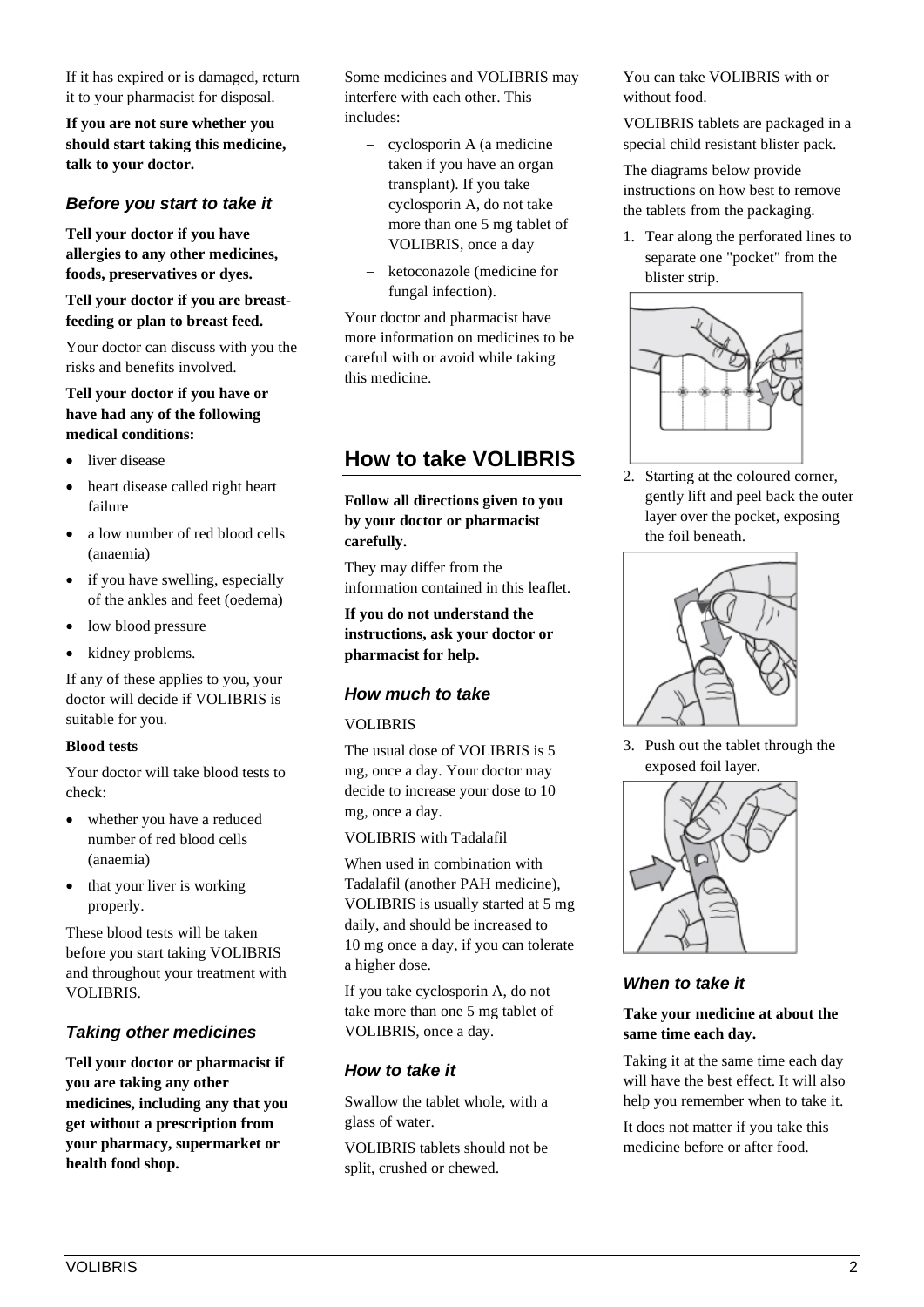If it has expired or is damaged, return it to your pharmacist for disposal.

**If you are not sure whether you should start taking this medicine, talk to your doctor.**

### *Before you start to take it*

**Tell your doctor if you have allergies to any other medicines, foods, preservatives or dyes.**

**Tell your doctor if you are breast-feeding or plan to breast feed.**

Your doctor can discuss with you the risks and benefits involved.

**Tell your doctor if you have or have had any of the following medical conditions:**

- liver disease
- heart disease called right heart failure
- a low number of red blood cells (anaemia)
- if you have swelling, especially of the ankles and feet (oedema)
- low blood pressure
- kidney problems.

If any of these applies to you, your doctor will decide if VOLIBRIS is suitable for you.

**Blood tests**

Your doctor will take blood tests to check:

- whether you have a reduced number of red blood cells (anaemia)
- that your liver is working properly.

These blood tests will be taken before you start taking VOLIBRIS and throughout your treatment with VOLIBRIS.

### *Taking other medicines*

**Tell your doctor or pharmacist if you are taking any other medicines, including any that you get without a prescription from your pharmacy, supermarket or health food shop.**

Some medicines and VOLIBRIS may interfere with each other. This includes:

- cyclosporin A (a medicine taken if you have an organ transplant). If you take cyclosporin A, do not take more than one 5 mg tablet of VOLIBRIS, once a day
- ketoconazole (medicine for fungal infection).

Your doctor and pharmacist have more information on medicines to be careful with or avoid while taking this medicine.

## How to take VOLIBRIS

**Follow all directions given to you by your doctor or pharmacist carefully.**

They may differ from the information contained in this leaflet.

**If you do not understand the instructions, ask your doctor or pharmacist for help.**

### *How much to take*

VOLIBRIS

The usual dose of VOLIBRIS is 5 mg, once a day. Your doctor may decide to increase your dose to 10 mg, once a day.

VOLIBRIS with Tadalafil

When used in combination with Tadalafil (another PAH medicine), VOLIBRIS is usually started at 5 mg daily, and should be increased to 10 mg once a day, if you can tolerate a higher dose.

If you take cyclosporin A, do not take more than one 5 mg tablet of VOLIBRIS, once a day.

### *How to take it*

Swallow the tablet whole, with a glass of water.

VOLIBRIS tablets should not be split, crushed or chewed.

You can take VOLIBRIS with or without food.

VOLIBRIS tablets are packaged in a special child resistant blister pack.

The diagrams below provide instructions on how best to remove the tablets from the packaging.

1. Tear along the perforated lines to separate one "pocket" from the blister strip.
2. Starting at the coloured corner, gently lift and peel back the outer layer over the pocket, exposing the foil beneath.
3. Push out the tablet through the exposed foil layer.

### *When to take it*

**Take your medicine at about the same time each day.**

Taking it at the same time each day will have the best effect. It will also help you remember when to take it.

It does not matter if you take this medicine before or after food.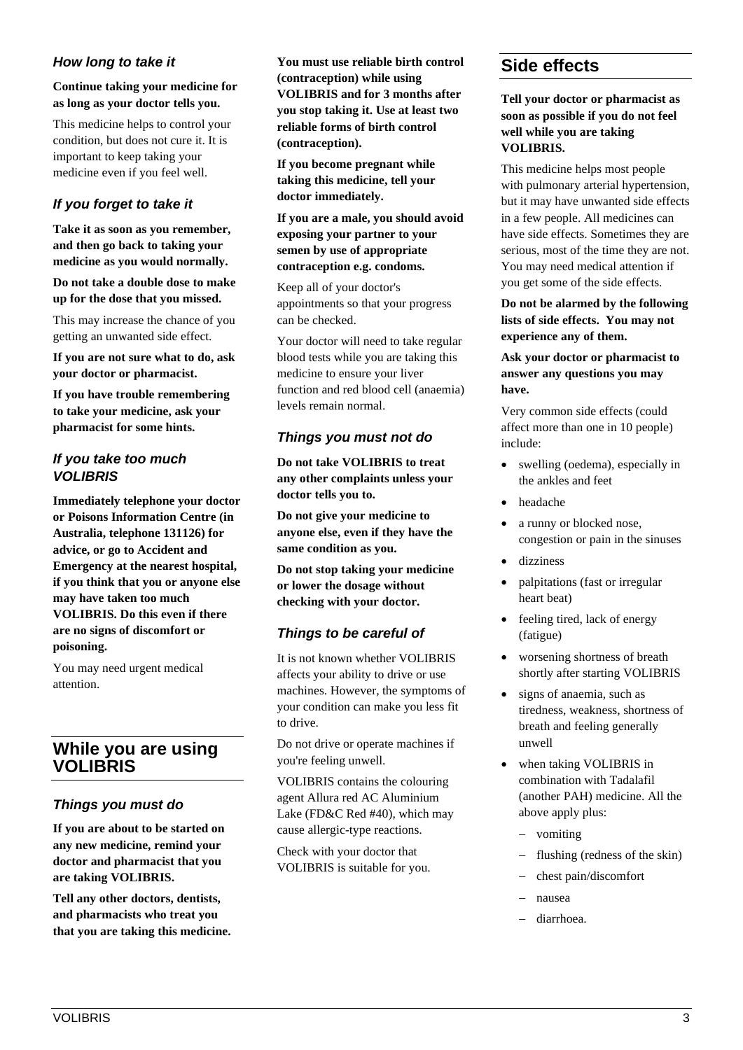### How long to take it

**Continue taking your medicine for as long as your doctor tells you.**

This medicine helps to control your condition, but does not cure it. It is important to keep taking your medicine even if you feel well.

### If you forget to take it

**Take it as soon as you remember, and then go back to taking your medicine as you would normally.**

**Do not take a double dose to make up for the dose that you missed.**

This may increase the chance of you getting an unwanted side effect.

**If you are not sure what to do, ask your doctor or pharmacist.**

**If you have trouble remembering to take your medicine, ask your pharmacist for some hints.**

### If you take too much VOLIBRIS

**Immediately telephone your doctor or Poisons Information Centre (in Australia, telephone 131126) for advice, or go to Accident and Emergency at the nearest hospital, if you think that you or anyone else may have taken too much VOLIBRIS. Do this even if there are no signs of discomfort or poisoning.**

You may need urgent medical attention.

## While you are using VOLIBRIS

### Things you must do

**If you are about to be started on any new medicine, remind your doctor and pharmacist that you are taking VOLIBRIS.**

**Tell any other doctors, dentists, and pharmacists who treat you that you are taking this medicine.**

**You must use reliable birth control (contraception) while using VOLIBRIS and for 3 months after you stop taking it. Use at least two reliable forms of birth control (contraception).**

**If you become pregnant while taking this medicine, tell your doctor immediately.**

**If you are a male, you should avoid exposing your partner to your semen by use of appropriate contraception e.g. condoms.**

Keep all of your doctor's appointments so that your progress can be checked.

Your doctor will need to take regular blood tests while you are taking this medicine to ensure your liver function and red blood cell (anaemia) levels remain normal.

### Things you must not do

**Do not take VOLIBRIS to treat any other complaints unless your doctor tells you to.**

**Do not give your medicine to anyone else, even if they have the same condition as you.**

**Do not stop taking your medicine or lower the dosage without checking with your doctor.**

### Things to be careful of

It is not known whether VOLIBRIS affects your ability to drive or use machines. However, the symptoms of your condition can make you less fit to drive.

Do not drive or operate machines if you're feeling unwell.

VOLIBRIS contains the colouring agent Allura red AC Aluminium Lake (FD&C Red #40), which may cause allergic-type reactions.

Check with your doctor that VOLIBRIS is suitable for you.

## Side effects

**Tell your doctor or pharmacist as soon as possible if you do not feel well while you are taking VOLIBRIS.**

This medicine helps most people with pulmonary arterial hypertension, but it may have unwanted side effects in a few people. All medicines can have side effects. Sometimes they are serious, most of the time they are not. You may need medical attention if you get some of the side effects.

**Do not be alarmed by the following lists of side effects. You may not experience any of them.**

**Ask your doctor or pharmacist to answer any questions you may have.**

Very common side effects (could affect more than one in 10 people) include:

- swelling (oedema), especially in the ankles and feet
- headache
- a runny or blocked nose, congestion or pain in the sinuses
- dizziness
- palpitations (fast or irregular heart beat)
- feeling tired, lack of energy (fatigue)
- worsening shortness of breath shortly after starting VOLIBRIS
- signs of anaemia, such as tiredness, weakness, shortness of breath and feeling generally unwell
- when taking VOLIBRIS in combination with Tadalafil (another PAH) medicine. All the above apply plus:
  - vomiting
  - flushing (redness of the skin)
  - chest pain/discomfort
  - nausea
  - diarrhoea.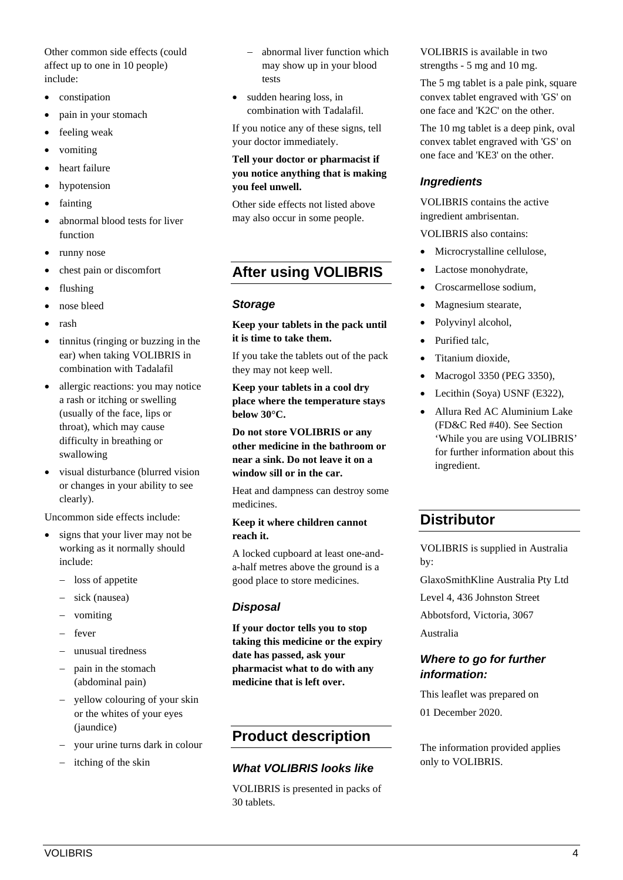Other common side effects (could affect up to one in 10 people) include:

- constipation
- pain in your stomach
- feeling weak
- vomiting
- heart failure
- hypotension
- fainting
- abnormal blood tests for liver function
- runny nose
- chest pain or discomfort
- flushing
- nose bleed
- rash
- tinnitus (ringing or buzzing in the ear) when taking VOLIBRIS in combination with Tadalafil
- allergic reactions: you may notice a rash or itching or swelling (usually of the face, lips or throat), which may cause difficulty in breathing or swallowing
- visual disturbance (blurred vision or changes in your ability to see clearly).

Uncommon side effects include:

- signs that your liver may not be working as it normally should include:
  - loss of appetite
  - sick (nausea)
  - vomiting
  - fever
  - unusual tiredness
  - pain in the stomach (abdominal pain)
  - yellow colouring of your skin or the whites of your eyes (jaundice)
  - your urine turns dark in colour
  - itching of the skin
  - abnormal liver function which may show up in your blood tests
- sudden hearing loss, in combination with Tadalafil.

If you notice any of these signs, tell your doctor immediately.

**Tell your doctor or pharmacist if you notice anything that is making you feel unwell.**

Other side effects not listed above may also occur in some people.

## After using VOLIBRIS

### *Storage*

**Keep your tablets in the pack until it is time to take them.**

If you take the tablets out of the pack they may not keep well.

**Keep your tablets in a cool dry place where the temperature stays below 30°C.**

**Do not store VOLIBRIS or any other medicine in the bathroom or near a sink. Do not leave it on a window sill or in the car.**

Heat and dampness can destroy some medicines.

**Keep it where children cannot reach it.**

A locked cupboard at least one-and-a-half metres above the ground is a good place to store medicines.

### *Disposal*

**If your doctor tells you to stop taking this medicine or the expiry date has passed, ask your pharmacist what to do with any medicine that is left over.**

## Product description

### *What VOLIBRIS looks like*

VOLIBRIS is presented in packs of 30 tablets.

VOLIBRIS is available in two strengths - 5 mg and 10 mg.

The 5 mg tablet is a pale pink, square convex tablet engraved with 'GS' on one face and 'K2C' on the other.

The 10 mg tablet is a deep pink, oval convex tablet engraved with 'GS' on one face and 'KE3' on the other.

### *Ingredients*

VOLIBRIS contains the active ingredient ambrisentan.

VOLIBRIS also contains:

- Microcrystalline cellulose,
- Lactose monohydrate,
- Croscarmellose sodium,
- Magnesium stearate,
- Polyvinyl alcohol,
- Purified talc,
- Titanium dioxide,
- Macrogol 3350 (PEG 3350),
- Lecithin (Soya) USNF (E322),
- Allura Red AC Aluminium Lake (FD&C Red #40). See Section 'While you are using VOLIBRIS' for further information about this ingredient.

## Distributor

VOLIBRIS is supplied in Australia by:

GlaxoSmithKline Australia Pty Ltd

Level 4, 436 Johnston Street

Abbotsford, Victoria, 3067

Australia

### *Where to go for further information:*

This leaflet was prepared on

01 December 2020.

The information provided applies only to VOLIBRIS.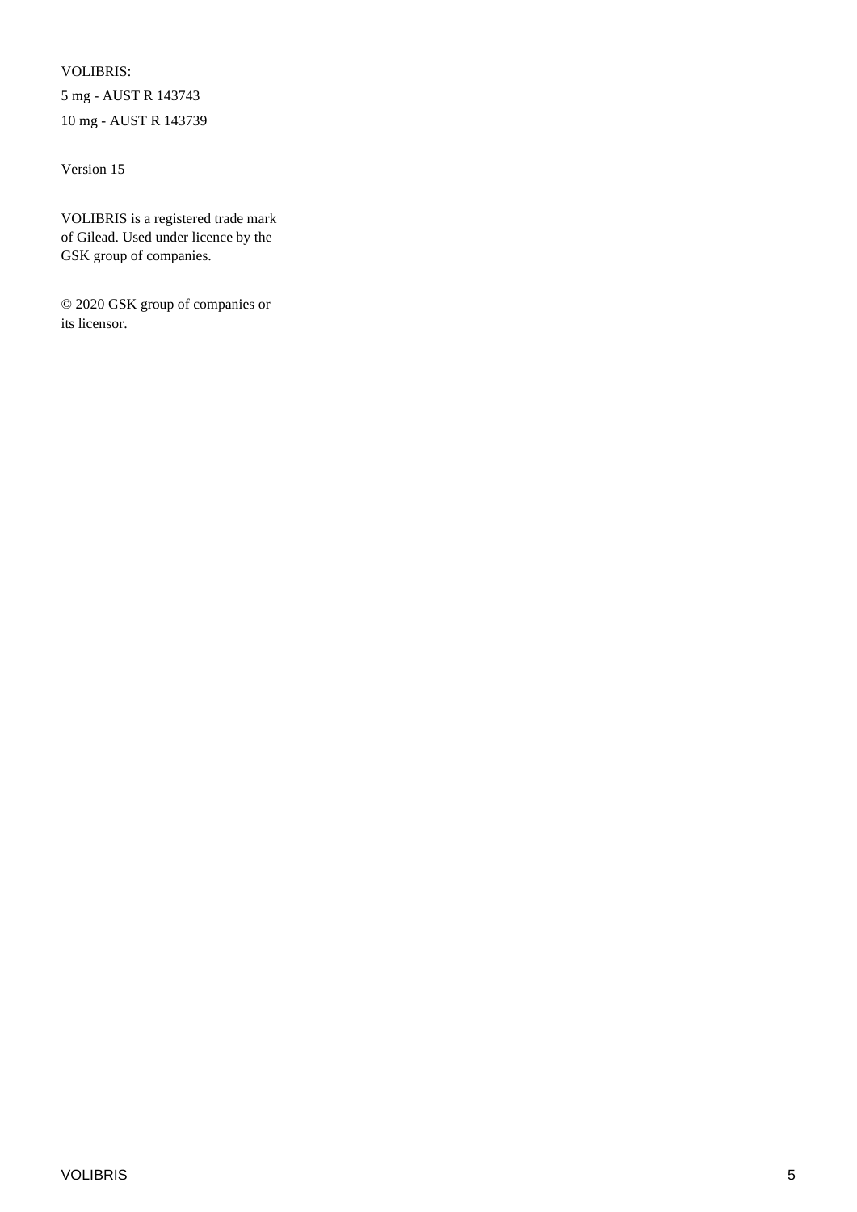VOLIBRIS:

5 mg - AUST R 143743

10 mg - AUST R 143739

Version 15

VOLIBRIS is a registered trade mark of Gilead. Used under licence by the GSK group of companies.

© 2020 GSK group of companies or its licensor.